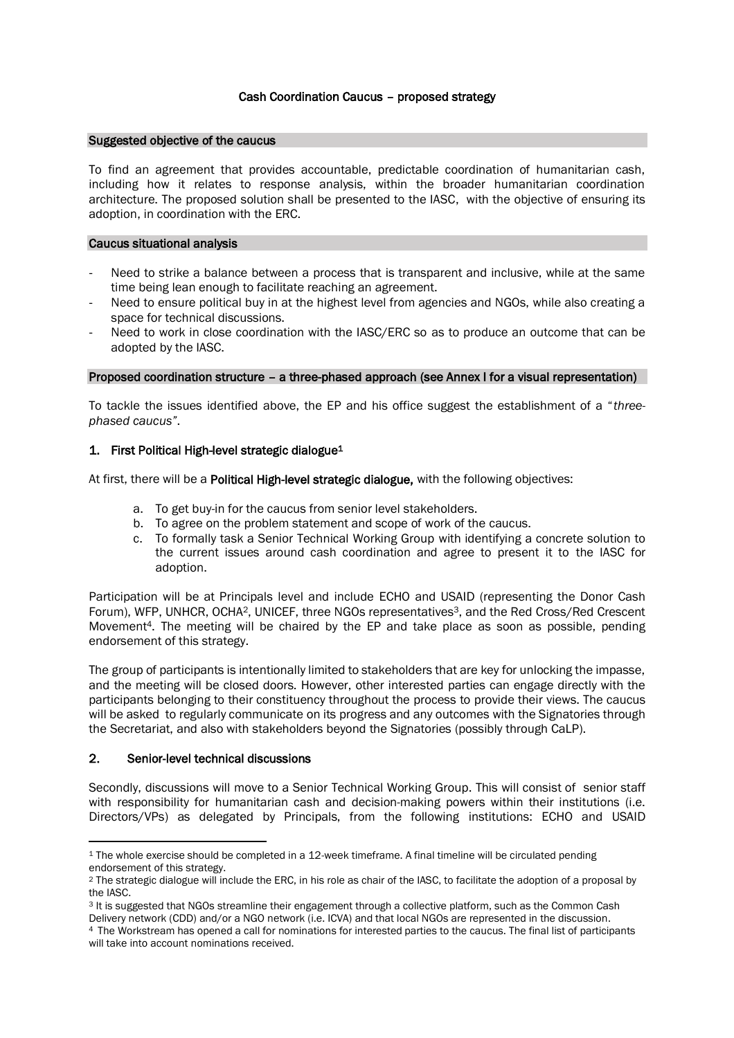# Cash Coordination Caucus – proposed strategy

## Suggested objective of the caucus

To find an agreement that provides accountable, predictable coordination of humanitarian cash, including how it relates to response analysis, within the broader humanitarian coordination architecture. The proposed solution shall be presented to the IASC, with the objective of ensuring its adoption, in coordination with the ERC.

## Caucus situational analysis

- Need to strike a balance between a process that is transparent and inclusive, while at the same time being lean enough to facilitate reaching an agreement.
- Need to ensure political buy in at the highest level from agencies and NGOs, while also creating a space for technical discussions.
- Need to work in close coordination with the IASC/ERC so as to produce an outcome that can be adopted by the IASC.

## Proposed coordination structure – a three-phased approach (see Annex I for a visual representation)

To tackle the issues identified above, the EP and his office suggest the establishment of a "*three-phased caucus*".

### 1. First Political High-level strategic dialogue[1]

At first, there will be a **Political High-level strategic dialogue,** with the following objectives:

a. To get buy-in for the caucus from senior level stakeholders.
b. To agree on the problem statement and scope of work of the caucus.
c. To formally task a Senior Technical Working Group with identifying a concrete solution to the current issues around cash coordination and agree to present it to the IASC for adoption.

Participation will be at Principals level and include ECHO and USAID (representing the Donor Cash Forum), WFP, UNHCR, OCHA[2], UNICEF, three NGOs representatives[3], and the Red Cross/Red Crescent Movement[4]. The meeting will be chaired by the EP and take place as soon as possible, pending endorsement of this strategy.

The group of participants is intentionally limited to stakeholders that are key for unlocking the impasse, and the meeting will be closed doors. However, other interested parties can engage directly with the participants belonging to their constituency throughout the process to provide their views. The caucus will be asked to regularly communicate on its progress and any outcomes with the Signatories through the Secretariat, and also with stakeholders beyond the Signatories (possibly through CaLP).

### 2. Senior-level technical discussions

Secondly, discussions will move to a Senior Technical Working Group. This will consist of senior staff with responsibility for humanitarian cash and decision-making powers within their institutions (i.e. Directors/VPs) as delegated by Principals, from the following institutions: ECHO and USAID

---

[1] The whole exercise should be completed in a 12-week timeframe. A final timeline will be circulated pending endorsement of this strategy.

[2] The strategic dialogue will include the ERC, in his role as chair of the IASC, to facilitate the adoption of a proposal by the IASC.

[3] It is suggested that NGOs streamline their engagement through a collective platform, such as the Common Cash Delivery network (CDD) and/or a NGO network (i.e. ICVA) and that local NGOs are represented in the discussion.

[4] The Workstream has opened a call for nominations for interested parties to the caucus. The final list of participants will take into account nominations received.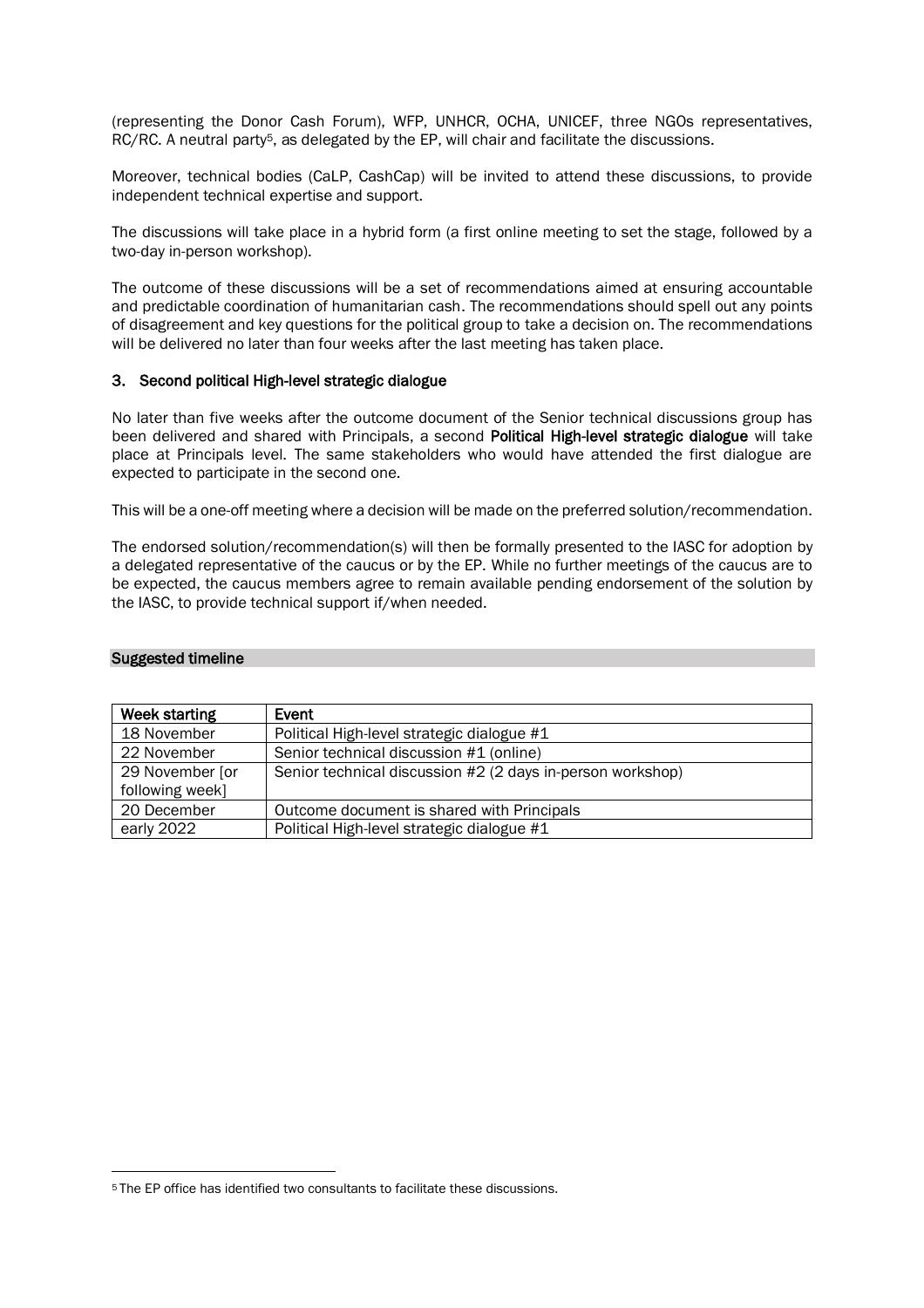(representing the Donor Cash Forum), WFP, UNHCR, OCHA, UNICEF, three NGOs representatives, RC/RC. A neutral party[5], as delegated by the EP, will chair and facilitate the discussions.

Moreover, technical bodies (CaLP, CashCap) will be invited to attend these discussions, to provide independent technical expertise and support.

The discussions will take place in a hybrid form (a first online meeting to set the stage, followed by a two-day in-person workshop).

The outcome of these discussions will be a set of recommendations aimed at ensuring accountable and predictable coordination of humanitarian cash. The recommendations should spell out any points of disagreement and key questions for the political group to take a decision on. The recommendations will be delivered no later than four weeks after the last meeting has taken place.

### 3. Second political High-level strategic dialogue

No later than five weeks after the outcome document of the Senior technical discussions group has been delivered and shared with Principals, a second **Political High-level strategic dialogue** will take place at Principals level. The same stakeholders who would have attended the first dialogue are expected to participate in the second one.

This will be a one-off meeting where a decision will be made on the preferred solution/recommendation.

The endorsed solution/recommendation(s) will then be formally presented to the IASC for adoption by a delegated representative of the caucus or by the EP. While no further meetings of the caucus are to be expected, the caucus members agree to remain available pending endorsement of the solution by the IASC, to provide technical support if/when needed.

## Suggested timeline

| Week starting | Event |
|---|---|
| 18 November | Political High-level strategic dialogue #1 |
| 22 November | Senior technical discussion #1 (online) |
| 29 November [or following week] | Senior technical discussion #2 (2 days in-person workshop) |
| 20 December | Outcome document is shared with Principals |
| early 2022 | Political High-level strategic dialogue #1 |

[5] The EP office has identified two consultants to facilitate these discussions.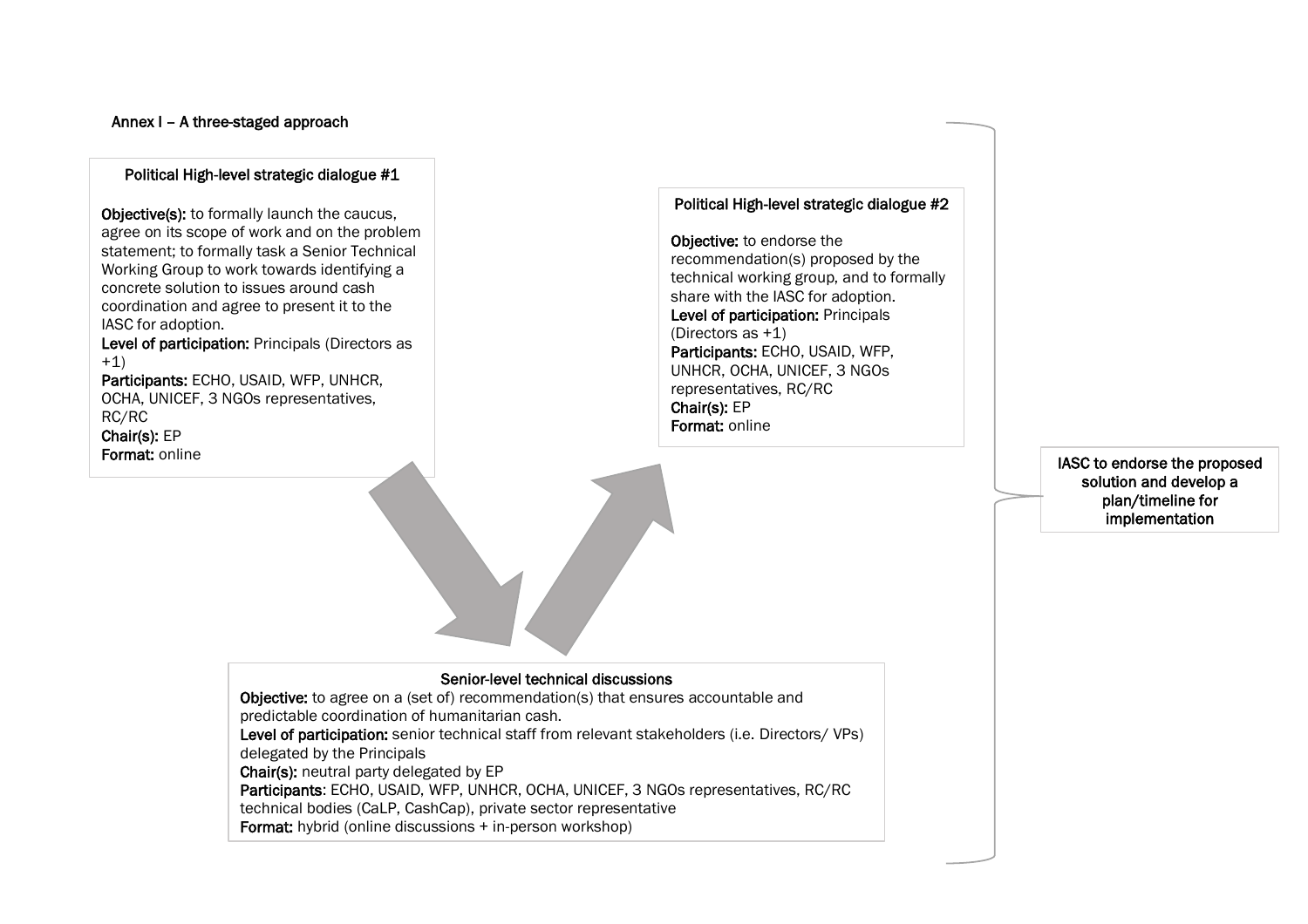Annex I – A three-staged approach

**Political High-level strategic dialogue #1**

**Objective(s):** to formally launch the caucus, agree on its scope of work and on the problem statement; to formally task a Senior Technical Working Group to work towards identifying a concrete solution to issues around cash coordination and agree to present it to the IASC for adoption.
**Level of participation:** Principals (Directors as +1)
**Participants:** ECHO, USAID, WFP, UNHCR, OCHA, UNICEF, 3 NGOs representatives, RC/RC
**Chair(s):** EP
**Format:** online

**Senior-level technical discussions**

**Objective:** to agree on a (set of) recommendation(s) that ensures accountable and predictable coordination of humanitarian cash.
**Level of participation:** senior technical staff from relevant stakeholders (i.e. Directors/ VPs) delegated by the Principals
**Chair(s):** neutral party delegated by EP
**Participants**: ECHO, USAID, WFP, UNHCR, OCHA, UNICEF, 3 NGOs representatives, RC/RC technical bodies (CaLP, CashCap), private sector representative
**Format:** hybrid (online discussions + in-person workshop)

**Political High-level strategic dialogue #2**

**Objective:** to endorse the recommendation(s) proposed by the technical working group, and to formally share with the IASC for adoption.
**Level of participation:** Principals (Directors as +1)
**Participants:** ECHO, USAID, WFP, UNHCR, OCHA, UNICEF, 3 NGOs representatives, RC/RC
**Chair(s):** EP
**Format:** online

**IASC to endorse the proposed solution and develop a plan/timeline for implementation**